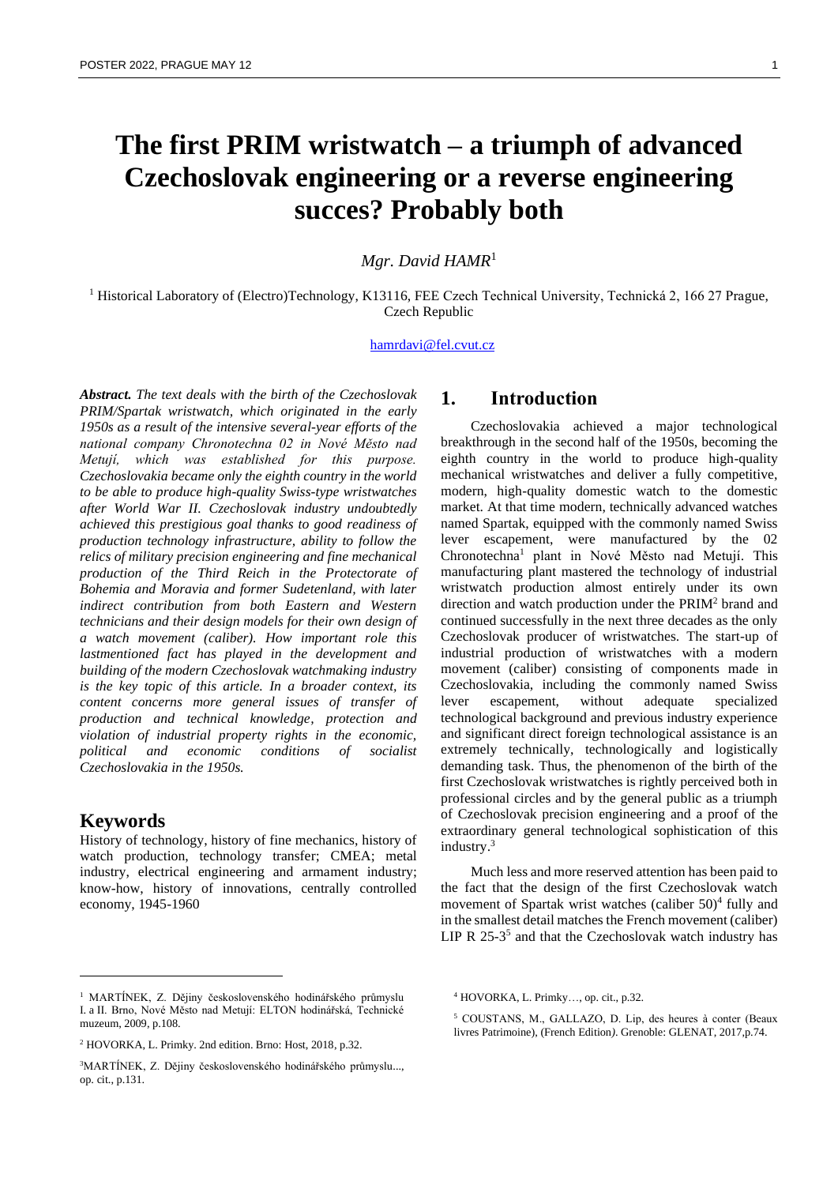# The first PRIM wristwatch – a triumph of advanced Czechoslovak engineering or a reverse engineering succes? Probably both

*Mgr. David HAMR*[1]

[1] Historical Laboratory of (Electro)Technology, K13116, FEE Czech Technical University, Technická 2, 166 27 Prague, Czech Republic

hamrdavi@fel.cvut.cz

***Abstract.*** *The text deals with the birth of the Czechoslovak PRIM/Spartak wristwatch, which originated in the early 1950s as a result of the intensive several-year efforts of the national company Chronotechna 02 in Nové Město nad Metují, which was established for this purpose. Czechoslovakia became only the eighth country in the world to be able to produce high-quality Swiss-type wristwatches after World War II. Czechoslovak industry undoubtedly achieved this prestigious goal thanks to good readiness of production technology infrastructure, ability to follow the relics of military precision engineering and fine mechanical production of the Third Reich in the Protectorate of Bohemia and Moravia and former Sudetenland, with later indirect contribution from both Eastern and Western technicians and their design models for their own design of a watch movement (caliber). How important role this lastmentioned fact has played in the development and building of the modern Czechoslovak watchmaking industry is the key topic of this article. In a broader context, its content concerns more general issues of transfer of production and technical knowledge, protection and violation of industrial property rights in the economic, political and economic conditions of socialist Czechoslovakia in the 1950s.*

## Keywords

History of technology, history of fine mechanics, history of watch production, technology transfer; CMEA; metal industry, electrical engineering and armament industry; know-how, history of innovations, centrally controlled economy, 1945-1960

## 1. Introduction

Czechoslovakia achieved a major technological breakthrough in the second half of the 1950s, becoming the eighth country in the world to produce high-quality mechanical wristwatches and deliver a fully competitive, modern, high-quality domestic watch to the domestic market. At that time modern, technically advanced watches named Spartak, equipped with the commonly named Swiss lever escapement, were manufactured by the 02 Chronotechna[1] plant in Nové Město nad Metují. This manufacturing plant mastered the technology of industrial wristwatch production almost entirely under its own direction and watch production under the PRIM[2] brand and continued successfully in the next three decades as the only Czechoslovak producer of wristwatches. The start-up of industrial production of wristwatches with a modern movement (caliber) consisting of components made in Czechoslovakia, including the commonly named Swiss lever escapement, without adequate specialized technological background and previous industry experience and significant direct foreign technological assistance is an extremely technically, technologically and logistically demanding task. Thus, the phenomenon of the birth of the first Czechoslovak wristwatches is rightly perceived both in professional circles and by the general public as a triumph of Czechoslovak precision engineering and a proof of the extraordinary general technological sophistication of this industry.[3]

Much less and more reserved attention has been paid to the fact that the design of the first Czechoslovak watch movement of Spartak wrist watches (caliber 50)[4] fully and in the smallest detail matches the French movement (caliber) LIP R 25-3[5] and that the Czechoslovak watch industry has

---

[1] MARTÍNEK, Z. Dějiny československého hodinářského průmyslu I. a II. Brno, Nové Město nad Metují: ELTON hodinářská, Technické muzeum, 2009, p.108.

[2] HOVORKA, L. Primky. 2nd edition. Brno: Host, 2018, p.32.

[3] MARTÍNEK, Z. Dějiny československého hodinářského průmyslu..., op. cit., p.131.

[4] HOVORKA, L. Primky…, op. cit., p.32.

[5] COUSTANS, M., GALLAZO, D. Lip, des heures à conter (Beaux livres Patrimoine), (French Edition). Grenoble: GLENAT, 2017,p.74.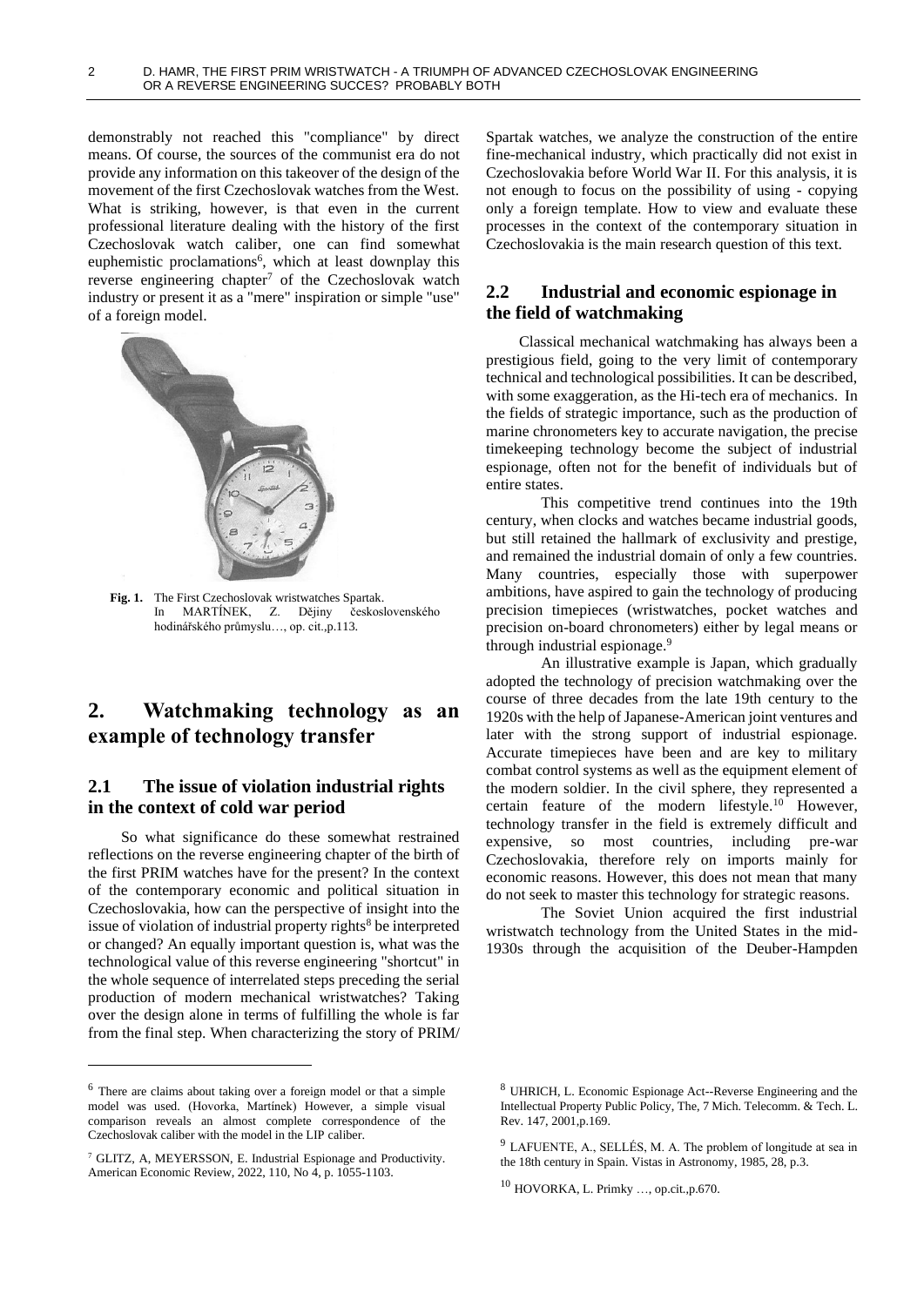demonstrably not reached this "compliance" by direct means. Of course, the sources of the communist era do not provide any information on this takeover of the design of the movement of the first Czechoslovak watches from the West. What is striking, however, is that even in the current professional literature dealing with the history of the first Czechoslovak watch caliber, one can find somewhat euphemistic proclamations[6], which at least downplay this reverse engineering chapter[7] of the Czechoslovak watch industry or present it as a "mere" inspiration or simple "use" of a foreign model.

**Fig. 1.** The First Czechoslovak wristwatches Spartak. In MARTÍNEK, Z. Dějiny československého hodinářského průmyslu…, op. cit.,p.113.

# 2. Watchmaking technology as an example of technology transfer

## 2.1 The issue of violation industrial rights in the context of cold war period

So what significance do these somewhat restrained reflections on the reverse engineering chapter of the birth of the first PRIM watches have for the present? In the context of the contemporary economic and political situation in Czechoslovakia, how can the perspective of insight into the issue of violation of industrial property rights[8] be interpreted or changed? An equally important question is, what was the technological value of this reverse engineering "shortcut" in the whole sequence of interrelated steps preceding the serial production of modern mechanical wristwatches? Taking over the design alone in terms of fulfilling the whole is far from the final step. When characterizing the story of PRIM/ Spartak watches, we analyze the construction of the entire fine-mechanical industry, which practically did not exist in Czechoslovakia before World War II. For this analysis, it is not enough to focus on the possibility of using - copying only a foreign template. How to view and evaluate these processes in the context of the contemporary situation in Czechoslovakia is the main research question of this text.

## 2.2 Industrial and economic espionage in the field of watchmaking

Classical mechanical watchmaking has always been a prestigious field, going to the very limit of contemporary technical and technological possibilities. It can be described, with some exaggeration, as the Hi-tech era of mechanics. In the fields of strategic importance, such as the production of marine chronometers key to accurate navigation, the precise timekeeping technology become the subject of industrial espionage, often not for the benefit of individuals but of entire states.

This competitive trend continues into the 19th century, when clocks and watches became industrial goods, but still retained the hallmark of exclusivity and prestige, and remained the industrial domain of only a few countries. Many countries, especially those with superpower ambitions, have aspired to gain the technology of producing precision timepieces (wristwatches, pocket watches and precision on-board chronometers) either by legal means or through industrial espionage.[9]

An illustrative example is Japan, which gradually adopted the technology of precision watchmaking over the course of three decades from the late 19th century to the 1920s with the help of Japanese-American joint ventures and later with the strong support of industrial espionage. Accurate timepieces have been and are key to military combat control systems as well as the equipment element of the modern soldier. In the civil sphere, they represented a certain feature of the modern lifestyle.[10] However, technology transfer in the field is extremely difficult and expensive, so most countries, including pre-war Czechoslovakia, therefore rely on imports mainly for economic reasons. However, this does not mean that many do not seek to master this technology for strategic reasons.

The Soviet Union acquired the first industrial wristwatch technology from the United States in the mid-1930s through the acquisition of the Deuber-Hampden

---

[6] There are claims about taking over a foreign model or that a simple model was used. (Hovorka, Martínek) However, a simple visual comparison reveals an almost complete correspondence of the Czechoslovak caliber with the model in the LIP caliber.

[7] GLITZ, A, MEYERSSON, E. Industrial Espionage and Productivity. American Economic Review, 2022, 110, No 4, p. 1055-1103.

[8] UHRICH, L. Economic Espionage Act--Reverse Engineering and the Intellectual Property Public Policy, The, 7 Mich. Telecomm. & Tech. L. Rev. 147, 2001,p.169.

[9] LAFUENTE, A., SELLÉS, M. A. The problem of longitude at sea in the 18th century in Spain. Vistas in Astronomy, 1985, 28, p.3.

[10] HOVORKA, L. Primky …, op.cit.,p.670.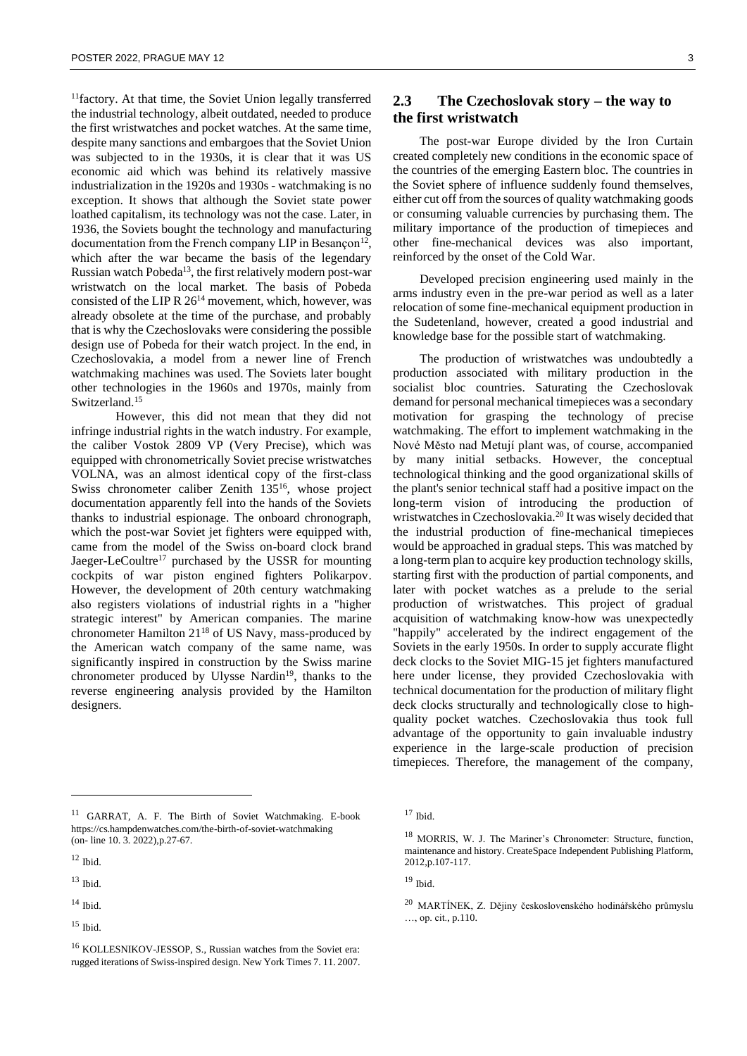[11]factory. At that time, the Soviet Union legally transferred the industrial technology, albeit outdated, needed to produce the first wristwatches and pocket watches. At the same time, despite many sanctions and embargoes that the Soviet Union was subjected to in the 1930s, it is clear that it was US economic aid which was behind its relatively massive industrialization in the 1920s and 1930s - watchmaking is no exception. It shows that although the Soviet state power loathed capitalism, its technology was not the case. Later, in 1936, the Soviets bought the technology and manufacturing documentation from the French company LIP in Besançon[12], which after the war became the basis of the legendary Russian watch Pobeda[13], the first relatively modern post-war wristwatch on the local market. The basis of Pobeda consisted of the LIP R 26[14] movement, which, however, was already obsolete at the time of the purchase, and probably that is why the Czechoslovaks were considering the possible design use of Pobeda for their watch project. In the end, in Czechoslovakia, a model from a newer line of French watchmaking machines was used. The Soviets later bought other technologies in the 1960s and 1970s, mainly from Switzerland.[15]

However, this did not mean that they did not infringe industrial rights in the watch industry. For example, the caliber Vostok 2809 VP (Very Precise), which was equipped with chronometrically Soviet precise wristwatches VOLNA, was an almost identical copy of the first-class Swiss chronometer caliber Zenith 135[16], whose project documentation apparently fell into the hands of the Soviets thanks to industrial espionage. The onboard chronograph, which the post-war Soviet jet fighters were equipped with, came from the model of the Swiss on-board clock brand Jaeger-LeCoultre[17] purchased by the USSR for mounting cockpits of war piston engined fighters Polikarpov. However, the development of 20th century watchmaking also registers violations of industrial rights in a "higher strategic interest" by American companies. The marine chronometer Hamilton 21[18] of US Navy, mass-produced by the American watch company of the same name, was significantly inspired in construction by the Swiss marine chronometer produced by Ulysse Nardin[19], thanks to the reverse engineering analysis provided by the Hamilton designers.

## 2.3 The Czechoslovak story – the way to the first wristwatch

The post-war Europe divided by the Iron Curtain created completely new conditions in the economic space of the countries of the emerging Eastern bloc. The countries in the Soviet sphere of influence suddenly found themselves, either cut off from the sources of quality watchmaking goods or consuming valuable currencies by purchasing them. The military importance of the production of timepieces and other fine-mechanical devices was also important, reinforced by the onset of the Cold War.

Developed precision engineering used mainly in the arms industry even in the pre-war period as well as a later relocation of some fine-mechanical equipment production in the Sudetenland, however, created a good industrial and knowledge base for the possible start of watchmaking.

The production of wristwatches was undoubtedly a production associated with military production in the socialist bloc countries. Saturating the Czechoslovak demand for personal mechanical timepieces was a secondary motivation for grasping the technology of precise watchmaking. The effort to implement watchmaking in the Nové Město nad Metují plant was, of course, accompanied by many initial setbacks. However, the conceptual technological thinking and the good organizational skills of the plant's senior technical staff had a positive impact on the long-term vision of introducing the production of wristwatches in Czechoslovakia.[20] It was wisely decided that the industrial production of fine-mechanical timepieces would be approached in gradual steps. This was matched by a long-term plan to acquire key production technology skills, starting first with the production of partial components, and later with pocket watches as a prelude to the serial production of wristwatches. This project of gradual acquisition of watchmaking know-how was unexpectedly "happily" accelerated by the indirect engagement of the Soviets in the early 1950s. In order to supply accurate flight deck clocks to the Soviet MIG-15 jet fighters manufactured here under license, they provided Czechoslovakia with technical documentation for the production of military flight deck clocks structurally and technologically close to high-quality pocket watches. Czechoslovakia thus took full advantage of the opportunity to gain invaluable industry experience in the large-scale production of precision timepieces. Therefore, the management of the company,

---

[11] GARRAT, A. F. The Birth of Soviet Watchmaking. E-book https://cs.hampdenwatches.com/the-birth-of-soviet-watchmaking (on- line 10. 3. 2022),p.27-67.

[12] Ibid.

[13] Ibid.

[14] Ibid.

[15] Ibid.

[16] KOLLESNIKOV-JESSOP, S., Russian watches from the Soviet era: rugged iterations of Swiss-inspired design. New York Times 7. 11. 2007.

[17] Ibid.

[18] MORRIS, W. J. The Mariner's Chronometer: Structure, function, maintenance and history. CreateSpace Independent Publishing Platform, 2012,p.107-117.

[19] Ibid.

[20] MARTÍNEK, Z. Dějiny československého hodinářského průmyslu …, op. cit., p.110.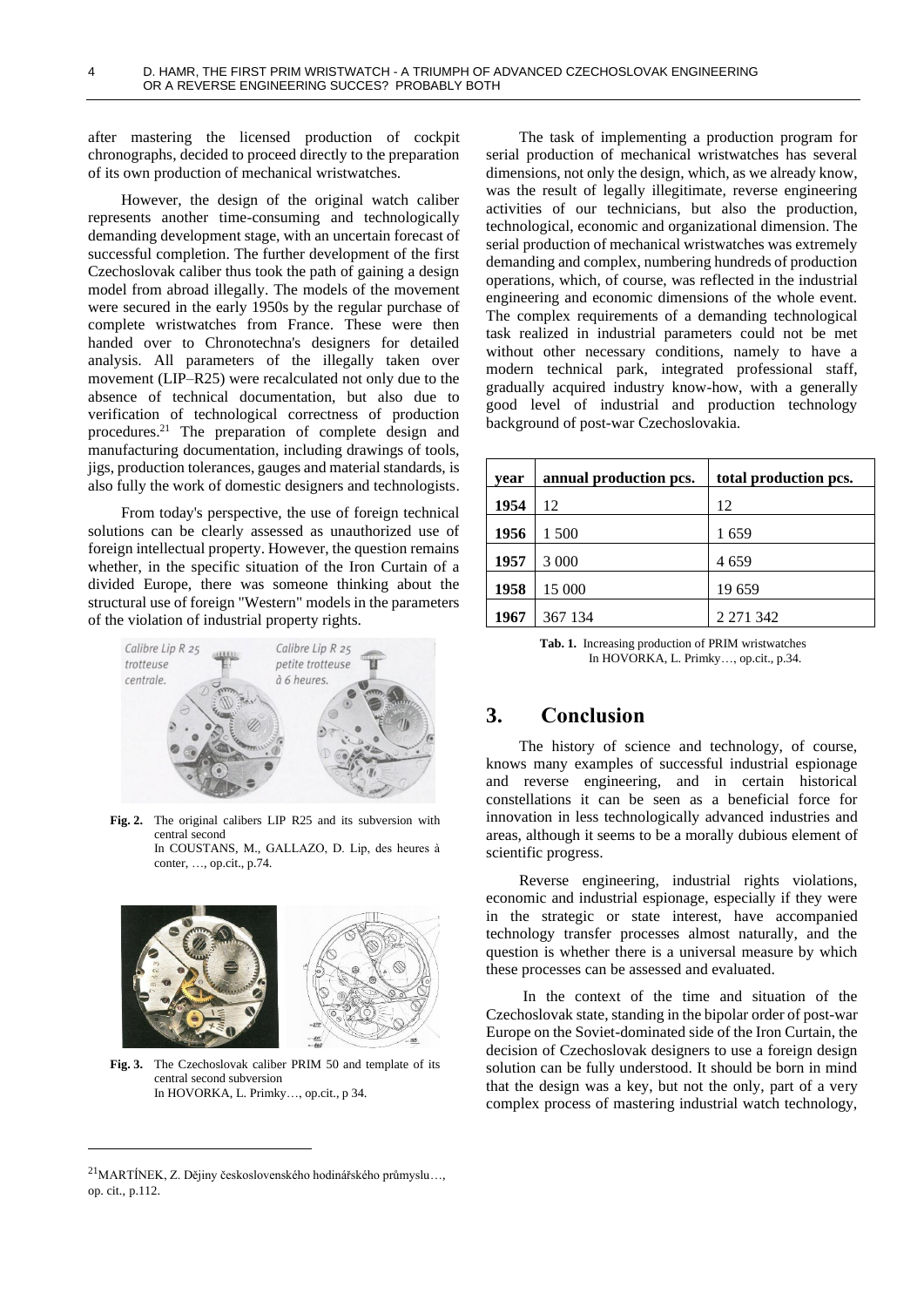after mastering the licensed production of cockpit chronographs, decided to proceed directly to the preparation of its own production of mechanical wristwatches.

However, the design of the original watch caliber represents another time-consuming and technologically demanding development stage, with an uncertain forecast of successful completion. The further development of the first Czechoslovak caliber thus took the path of gaining a design model from abroad illegally. The models of the movement were secured in the early 1950s by the regular purchase of complete wristwatches from France. These were then handed over to Chronotechna's designers for detailed analysis. All parameters of the illegally taken over movement (LIP–R25) were recalculated not only due to the absence of technical documentation, but also due to verification of technological correctness of production procedures.[21] The preparation of complete design and manufacturing documentation, including drawings of tools, jigs, production tolerances, gauges and material standards, is also fully the work of domestic designers and technologists.

From today's perspective, the use of foreign technical solutions can be clearly assessed as unauthorized use of foreign intellectual property. However, the question remains whether, in the specific situation of the Iron Curtain of a divided Europe, there was someone thinking about the structural use of foreign "Western" models in the parameters of the violation of industrial property rights.

**Fig. 2.** The original calibers LIP R25 and its subversion with central second
In COUSTANS, M., GALLAZO, D. Lip, des heures à conter, …, op.cit., p.74.

**Fig. 3.** The Czechoslovak caliber PRIM 50 and template of its central second subversion
In HOVORKA, L. Primky…, op.cit., p 34.

The task of implementing a production program for serial production of mechanical wristwatches has several dimensions, not only the design, which, as we already know, was the result of legally illegitimate, reverse engineering activities of our technicians, but also the production, technological, economic and organizational dimension. The serial production of mechanical wristwatches was extremely demanding and complex, numbering hundreds of production operations, which, of course, was reflected in the industrial engineering and economic dimensions of the whole event. The complex requirements of a demanding technological task realized in industrial parameters could not be met without other necessary conditions, namely to have a modern technical park, integrated professional staff, gradually acquired industry know-how, with a generally good level of industrial and production technology background of post-war Czechoslovakia.

| year | annual production pcs. | total production pcs. |
|---|---|---|
| **1954** | 12 | 12 |
| **1956** | 1 500 | 1 659 |
| **1957** | 3 000 | 4 659 |
| **1958** | 15 000 | 19 659 |
| **1967** | 367 134 | 2 271 342 |

**Tab. 1.** Increasing production of PRIM wristwatches
In HOVORKA, L. Primky…, op.cit., p.34.

## 3. Conclusion

The history of science and technology, of course, knows many examples of successful industrial espionage and reverse engineering, and in certain historical constellations it can be seen as a beneficial force for innovation in less technologically advanced industries and areas, although it seems to be a morally dubious element of scientific progress.

Reverse engineering, industrial rights violations, economic and industrial espionage, especially if they were in the strategic or state interest, have accompanied technology transfer processes almost naturally, and the question is whether there is a universal measure by which these processes can be assessed and evaluated.

In the context of the time and situation of the Czechoslovak state, standing in the bipolar order of post-war Europe on the Soviet-dominated side of the Iron Curtain, the decision of Czechoslovak designers to use a foreign design solution can be fully understood. It should be born in mind that the design was a key, but not the only, part of a very complex process of mastering industrial watch technology,

[21] MARTÍNEK, Z. Dějiny československého hodinářského průmyslu…, op. cit., p.112.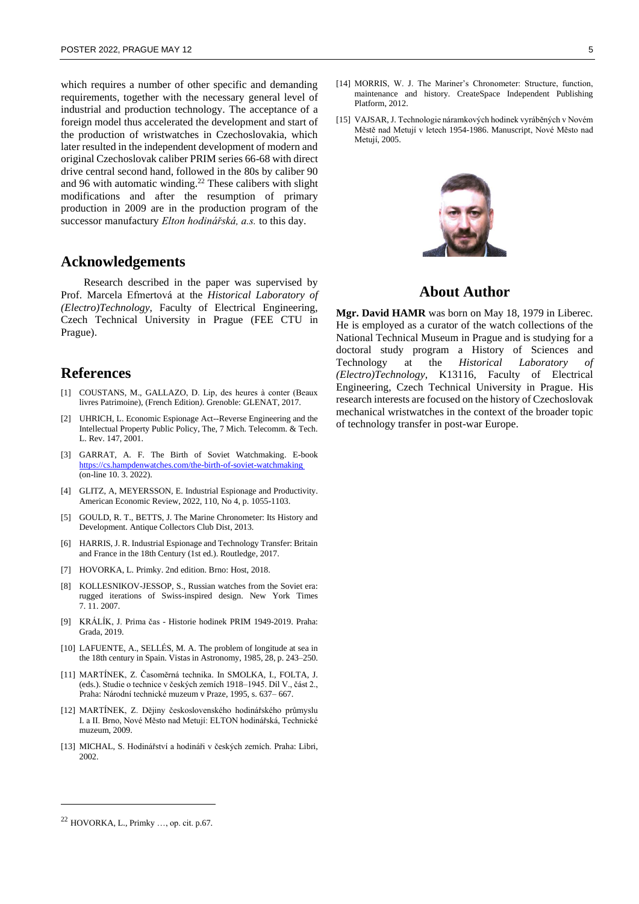which requires a number of other specific and demanding requirements, together with the necessary general level of industrial and production technology. The acceptance of a foreign model thus accelerated the development and start of the production of wristwatches in Czechoslovakia, which later resulted in the independent development of modern and original Czechoslovak caliber PRIM series 66-68 with direct drive central second hand, followed in the 80s by caliber 90 and 96 with automatic winding.[22] These calibers with slight modifications and after the resumption of primary production in 2009 are in the production program of the successor manufactury *Elton hodinářská, a.s.* to this day.

## Acknowledgements

Research described in the paper was supervised by Prof. Marcela Efmertová at the *Historical Laboratory of (Electro)Technology*, Faculty of Electrical Engineering, Czech Technical University in Prague (FEE CTU in Prague).

## References

[1] COUSTANS, M., GALLAZO, D. Lip, des heures à conter (Beaux livres Patrimoine), (French Edition*)*. Grenoble: GLENAT, 2017.

[2] UHRICH, L. Economic Espionage Act--Reverse Engineering and the Intellectual Property Public Policy, The, 7 Mich. Telecomm. & Tech. L. Rev. 147, 2001.

[3] GARRAT, A. F. The Birth of Soviet Watchmaking. E-book https://cs.hampdenwatches.com/the-birth-of-soviet-watchmaking (on-line 10. 3. 2022).

[4] GLITZ, A, MEYERSSON, E. Industrial Espionage and Productivity. American Economic Review, 2022, 110, No 4, p. 1055-1103.

[5] GOULD, R. T., BETTS, J. The Marine Chronometer: Its History and Development. Antique Collectors Club Dist, 2013.

[6] HARRIS, J. R. Industrial Espionage and Technology Transfer: Britain and France in the 18th Century (1st ed.). Routledge, 2017.

[7] HOVORKA, L. Primky. 2nd edition. Brno: Host, 2018.

[8] KOLLESNIKOV-JESSOP, S., Russian watches from the Soviet era: rugged iterations of Swiss-inspired design. New York Times 7. 11. 2007.

[9] KRÁLÍK, J. Prima čas - Historie hodinek PRIM 1949-2019. Praha: Grada, 2019.

[10] LAFUENTE, A., SELLÉS, M. A. The problem of longitude at sea in the 18th century in Spain. Vistas in Astronomy, 1985, 28, p. 243–250.

[11] MARTÍNEK, Z. Časoměrná technika. In SMOLKA, I., FOLTA, J. (eds.). Studie o technice v českých zemích 1918–1945. Díl V., část 2., Praha: Národní technické muzeum v Praze, 1995, s. 637– 667.

[12] MARTÍNEK, Z. Dějiny československého hodinářského průmyslu I. a II. Brno, Nové Město nad Metují: ELTON hodinářská, Technické muzeum, 2009.

[13] MICHAL, S. Hodinářství a hodináři v českých zemích. Praha: Libri, 2002.

[14] MORRIS, W. J. The Mariner's Chronometer: Structure, function, maintenance and history. CreateSpace Independent Publishing Platform, 2012.

[15] VAJSAR, J. Technologie náramkových hodinek vyráběných v Novém Městě nad Metují v letech 1954-1986. Manuscript, Nové Město nad Metují, 2005.

## About Author

**Mgr. David HAMR** was born on May 18, 1979 in Liberec. He is employed as a curator of the watch collections of the National Technical Museum in Prague and is studying for a doctoral study program a History of Sciences and Technology at the *Historical Laboratory of (Electro)Technology*, K13116, Faculty of Electrical Engineering, Czech Technical University in Prague. His research interests are focused on the history of Czechoslovak mechanical wristwatches in the context of the broader topic of technology transfer in post-war Europe.

[22] HOVORKA, L., Primky …, op. cit. p.67.